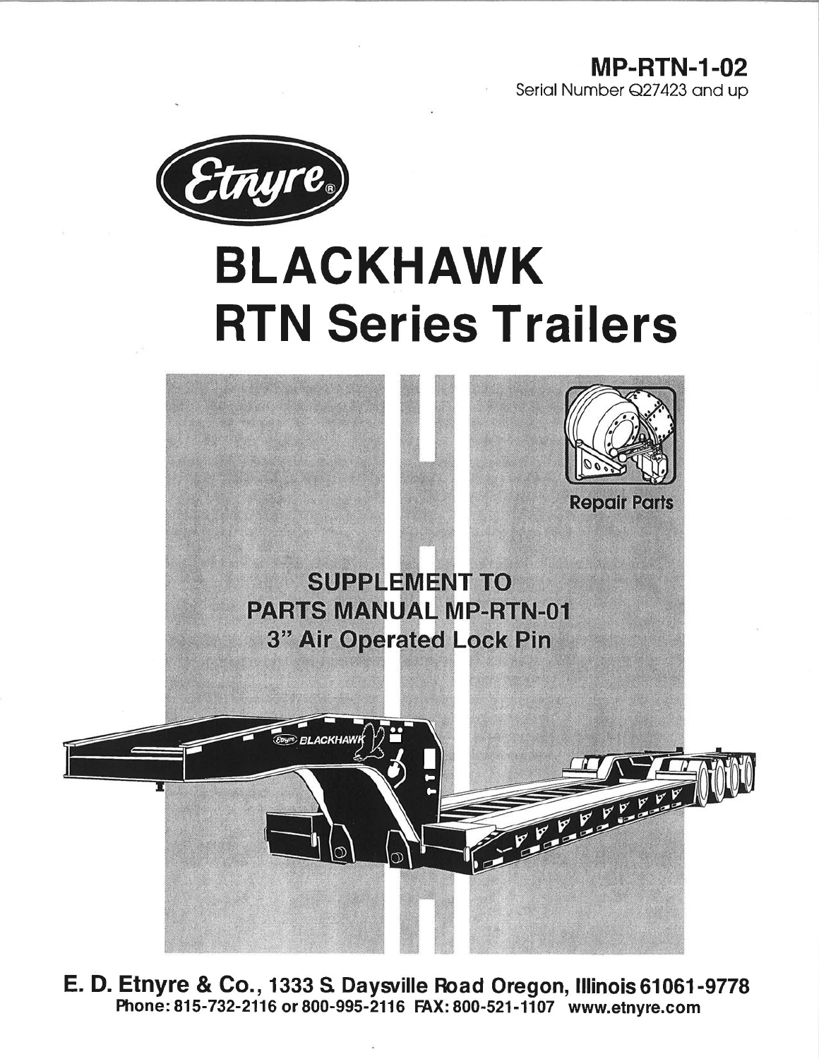**MP-RTN-1-02**
Serial Number Q27423 and up

Etnyre®

# BLACKHAWK
# RTN Series Trailers

Repair Parts

SUPPLEMENT TO
PARTS MANUAL MP-RTN-01
3" Air Operated Lock Pin

**E. D. Etnyre & Co., 1333 S. Daysville Road Oregon, Illinois 61061-9778**
**Phone: 815-732-2116 or 800-995-2116 FAX: 800-521-1107 www.etnyre.com**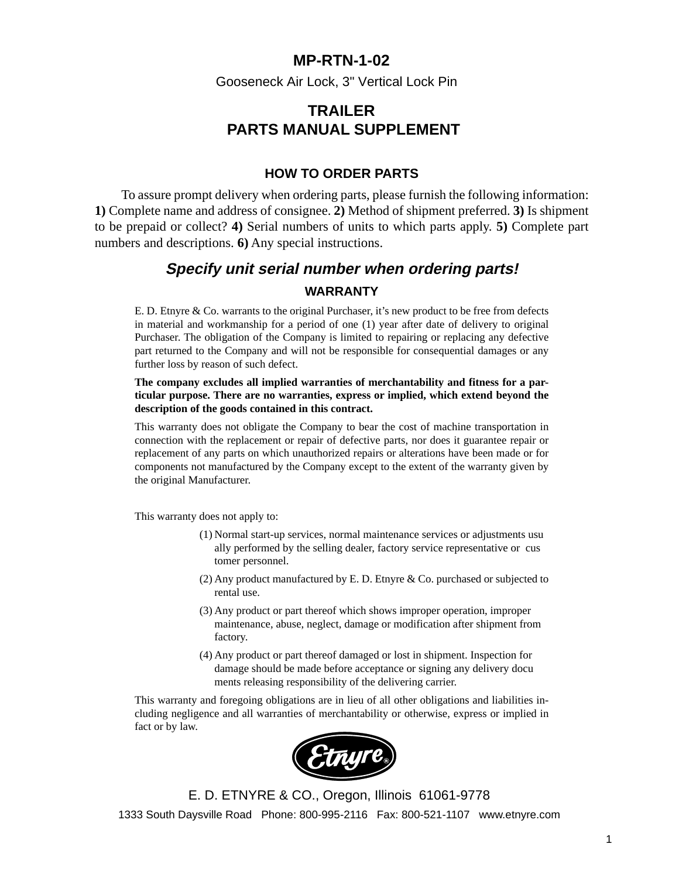# MP-RTN-1-02

Gooseneck Air Lock, 3" Vertical Lock Pin

# TRAILER
# PARTS MANUAL SUPPLEMENT

## HOW TO ORDER PARTS

To assure prompt delivery when ordering parts, please furnish the following information: **1)** Complete name and address of consignee. **2)** Method of shipment preferred. **3)** Is shipment to be prepaid or collect? **4)** Serial numbers of units to which parts apply. **5)** Complete part numbers and descriptions. **6)** Any special instructions.

***Specify unit serial number when ordering parts!***

## WARRANTY

E. D. Etnyre & Co. warrants to the original Purchaser, it's new product to be free from defects in material and workmanship for a period of one (1) year after date of delivery to original Purchaser. The obligation of the Company is limited to repairing or replacing any defective part returned to the Company and will not be responsible for consequential damages or any further loss by reason of such defect.

**The company excludes all implied warranties of merchantability and fitness for a particular purpose. There are no warranties, express or implied, which extend beyond the description of the goods contained in this contract.**

This warranty does not obligate the Company to bear the cost of machine transportation in connection with the replacement or repair of defective parts, nor does it guarantee repair or replacement of any parts on which unauthorized repairs or alterations have been made or for components not manufactured by the Company except to the extent of the warranty given by the original Manufacturer.

This warranty does not apply to:

(1) Normal start-up services, normal maintenance services or adjustments usually performed by the selling dealer, factory service representative or customer personnel.

(2) Any product manufactured by E. D. Etnyre & Co. purchased or subjected to rental use.

(3) Any product or part thereof which shows improper operation, improper maintenance, abuse, neglect, damage or modification after shipment from factory.

(4) Any product or part thereof damaged or lost in shipment. Inspection for damage should be made before acceptance or signing any delivery documents releasing responsibility of the delivering carrier.

This warranty and foregoing obligations are in lieu of all other obligations and liabilities including negligence and all warranties of merchantability or otherwise, express or implied in fact or by law.

Etnyre®

E. D. ETNYRE & CO., Oregon, Illinois 61061-9778

1333 South Daysville Road Phone: 800-995-2116 Fax: 800-521-1107 www.etnyre.com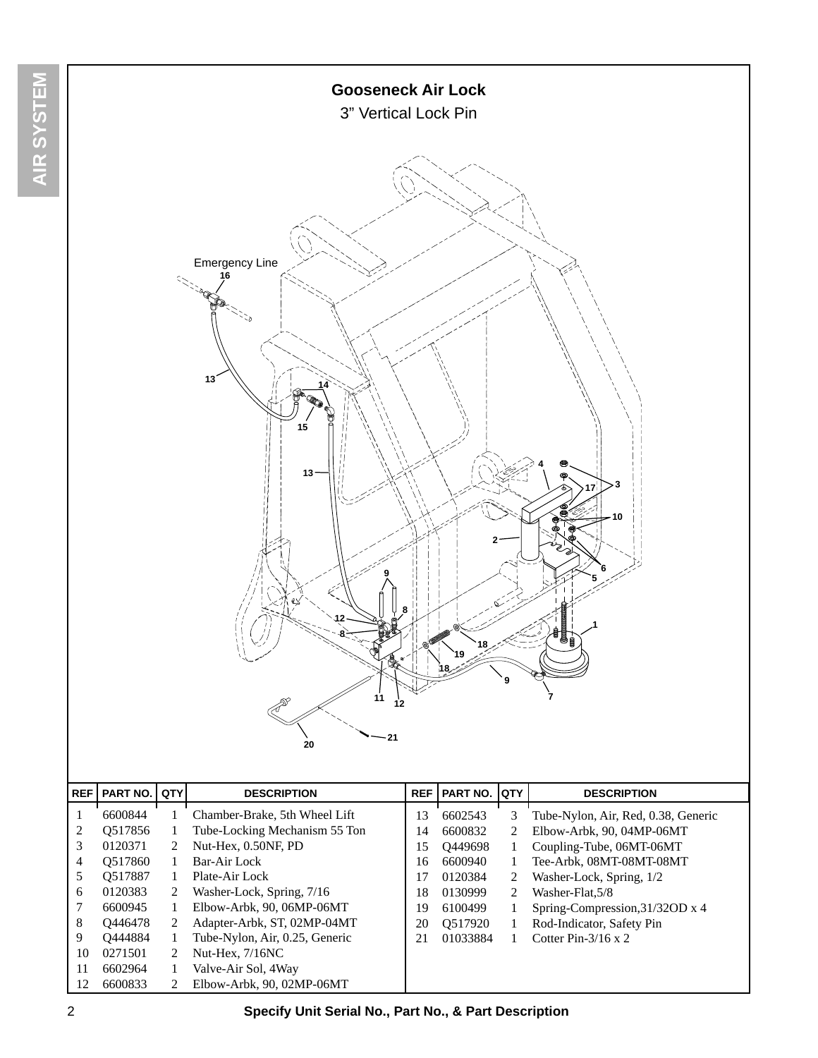## Gooseneck Air Lock

3” Vertical Lock Pin

Emergency Line

| REF | PART NO. | QTY | DESCRIPTION | REF | PART NO. | QTY | DESCRIPTION |
|---|---|---|---|---|---|---|---|
| 1 | 6600844 | 1 | Chamber-Brake, 5th Wheel Lift | 13 | 6602543 | 3 | Tube-Nylon, Air, Red, 0.38, Generic |
| 2 | Q517856 | 1 | Tube-Locking Mechanism 55 Ton | 14 | 6600832 | 2 | Elbow-Arbk, 90, 04MP-06MT |
| 3 | 0120371 | 2 | Nut-Hex, 0.50NF, PD | 15 | Q449698 | 1 | Coupling-Tube, 06MT-06MT |
| 4 | Q517860 | 1 | Bar-Air Lock | 16 | 6600940 | 1 | Tee-Arbk, 08MT-08MT-08MT |
| 5 | Q517887 | 1 | Plate-Air Lock | 17 | 0120384 | 2 | Washer-Lock, Spring, 1/2 |
| 6 | 0120383 | 2 | Washer-Lock, Spring, 7/16 | 18 | 0130999 | 2 | Washer-Flat,5/8 |
| 7 | 6600945 | 1 | Elbow-Arbk, 90, 06MP-06MT | 19 | 6100499 | 1 | Spring-Compression,31/32OD x 4 |
| 8 | Q446478 | 2 | Adapter-Arbk, ST, 02MP-04MT | 20 | Q517920 | 1 | Rod-Indicator, Safety Pin |
| 9 | Q444884 | 1 | Tube-Nylon, Air, 0.25, Generic | 21 | 01033884 | 1 | Cotter Pin-3/16 x 2 |
| 10 | 0271501 | 2 | Nut-Hex, 7/16NC | | | | |
| 11 | 6602964 | 1 | Valve-Air Sol, 4Way | | | | |
| 12 | 6600833 | 2 | Elbow-Arbk, 90, 02MP-06MT | | | | |

**Specify Unit Serial No., Part No., & Part Description**